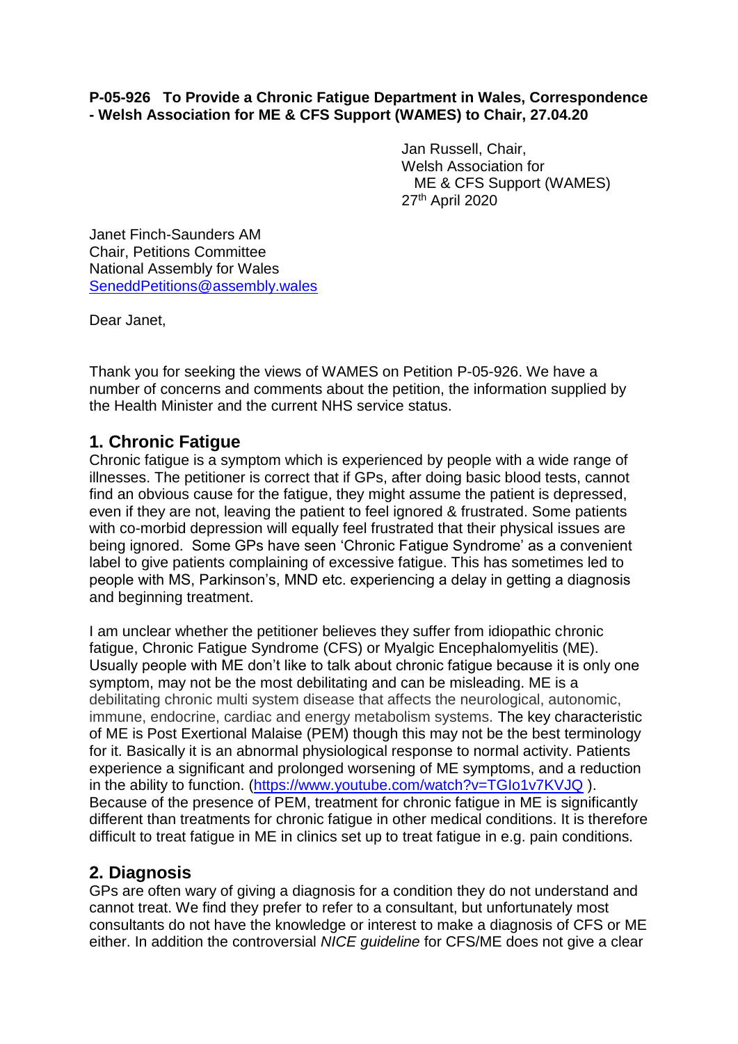**P-05-926 To Provide a Chronic Fatigue Department in Wales, Correspondence - Welsh Association for ME & CFS Support (WAMES) to Chair, 27.04.20**

Jan Russell, Chair,
Welsh Association for
ME & CFS Support (WAMES)
27th April 2020

Janet Finch-Saunders AM
Chair, Petitions Committee
National Assembly for Wales
SeneddPetitions@assembly.wales

Dear Janet,

Thank you for seeking the views of WAMES on Petition P-05-926. We have a number of concerns and comments about the petition, the information supplied by the Health Minister and the current NHS service status.

## 1. Chronic Fatigue

Chronic fatigue is a symptom which is experienced by people with a wide range of illnesses. The petitioner is correct that if GPs, after doing basic blood tests, cannot find an obvious cause for the fatigue, they might assume the patient is depressed, even if they are not, leaving the patient to feel ignored & frustrated. Some patients with co-morbid depression will equally feel frustrated that their physical issues are being ignored. Some GPs have seen 'Chronic Fatigue Syndrome' as a convenient label to give patients complaining of excessive fatigue. This has sometimes led to people with MS, Parkinson's, MND etc. experiencing a delay in getting a diagnosis and beginning treatment.

I am unclear whether the petitioner believes they suffer from idiopathic chronic fatigue, Chronic Fatigue Syndrome (CFS) or Myalgic Encephalomyelitis (ME). Usually people with ME don't like to talk about chronic fatigue because it is only one symptom, may not be the most debilitating and can be misleading. ME is a debilitating chronic multi system disease that affects the neurological, autonomic, immune, endocrine, cardiac and energy metabolism systems. The key characteristic of ME is Post Exertional Malaise (PEM) though this may not be the best terminology for it. Basically it is an abnormal physiological response to normal activity. Patients experience a significant and prolonged worsening of ME symptoms, and a reduction in the ability to function. (https://www.youtube.com/watch?v=TGIo1v7KVJQ ). Because of the presence of PEM, treatment for chronic fatigue in ME is significantly different than treatments for chronic fatigue in other medical conditions. It is therefore difficult to treat fatigue in ME in clinics set up to treat fatigue in e.g. pain conditions.

## 2. Diagnosis

GPs are often wary of giving a diagnosis for a condition they do not understand and cannot treat. We find they prefer to refer to a consultant, but unfortunately most consultants do not have the knowledge or interest to make a diagnosis of CFS or ME either. In addition the controversial *NICE guideline* for CFS/ME does not give a clear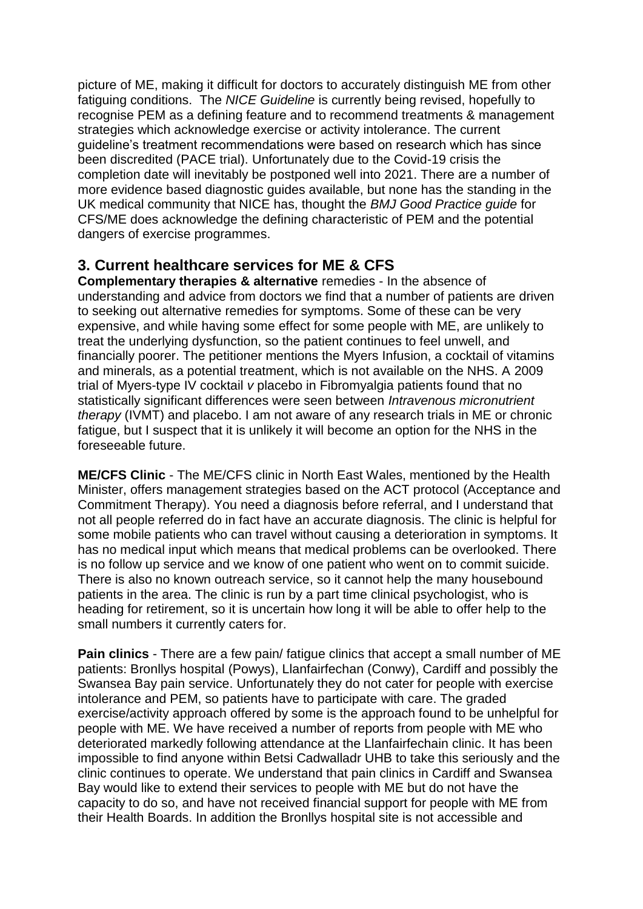picture of ME, making it difficult for doctors to accurately distinguish ME from other fatiguing conditions. The *NICE Guideline* is currently being revised, hopefully to recognise PEM as a defining feature and to recommend treatments & management strategies which acknowledge exercise or activity intolerance. The current guideline's treatment recommendations were based on research which has since been discredited (PACE trial). Unfortunately due to the Covid-19 crisis the completion date will inevitably be postponed well into 2021. There are a number of more evidence based diagnostic guides available, but none has the standing in the UK medical community that NICE has, thought the *BMJ Good Practice guide* for CFS/ME does acknowledge the defining characteristic of PEM and the potential dangers of exercise programmes.

## 3. Current healthcare services for ME & CFS

**Complementary therapies & alternative** remedies - In the absence of understanding and advice from doctors we find that a number of patients are driven to seeking out alternative remedies for symptoms. Some of these can be very expensive, and while having some effect for some people with ME, are unlikely to treat the underlying dysfunction, so the patient continues to feel unwell, and financially poorer. The petitioner mentions the Myers Infusion, a cocktail of vitamins and minerals, as a potential treatment, which is not available on the NHS. A 2009 trial of Myers-type IV cocktail *v* placebo in Fibromyalgia patients found that no statistically significant differences were seen between *Intravenous micronutrient therapy* (IVMT) and placebo. I am not aware of any research trials in ME or chronic fatigue, but I suspect that it is unlikely it will become an option for the NHS in the foreseeable future.

**ME/CFS Clinic** - The ME/CFS clinic in North East Wales, mentioned by the Health Minister, offers management strategies based on the ACT protocol (Acceptance and Commitment Therapy). You need a diagnosis before referral, and I understand that not all people referred do in fact have an accurate diagnosis. The clinic is helpful for some mobile patients who can travel without causing a deterioration in symptoms. It has no medical input which means that medical problems can be overlooked. There is no follow up service and we know of one patient who went on to commit suicide. There is also no known outreach service, so it cannot help the many housebound patients in the area. The clinic is run by a part time clinical psychologist, who is heading for retirement, so it is uncertain how long it will be able to offer help to the small numbers it currently caters for.

**Pain clinics** - There are a few pain/ fatigue clinics that accept a small number of ME patients: Bronllys hospital (Powys), Llanfairfechan (Conwy), Cardiff and possibly the Swansea Bay pain service. Unfortunately they do not cater for people with exercise intolerance and PEM, so patients have to participate with care. The graded exercise/activity approach offered by some is the approach found to be unhelpful for people with ME. We have received a number of reports from people with ME who deteriorated markedly following attendance at the Llanfairfechain clinic. It has been impossible to find anyone within Betsi Cadwalladr UHB to take this seriously and the clinic continues to operate. We understand that pain clinics in Cardiff and Swansea Bay would like to extend their services to people with ME but do not have the capacity to do so, and have not received financial support for people with ME from their Health Boards. In addition the Bronllys hospital site is not accessible and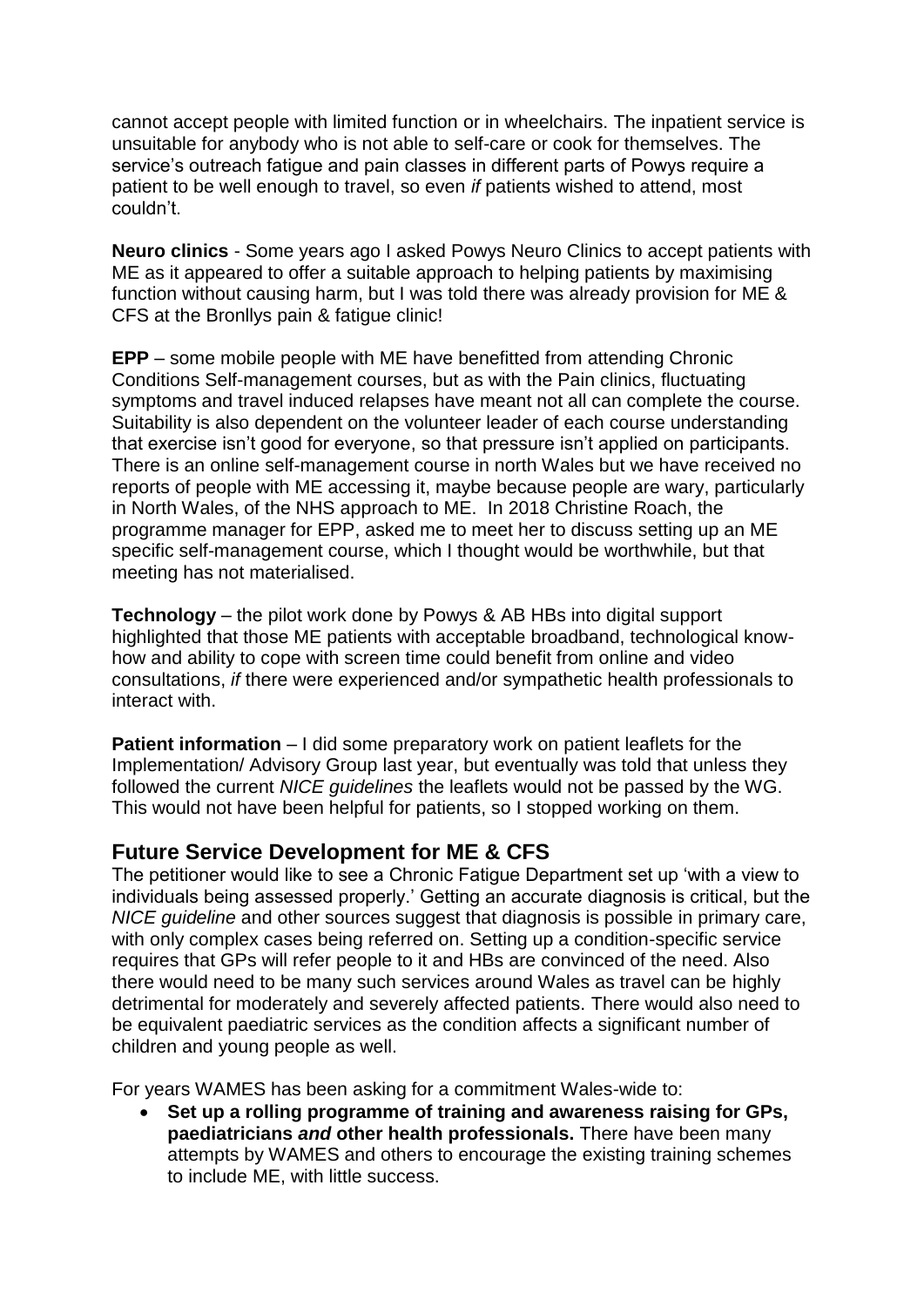cannot accept people with limited function or in wheelchairs. The inpatient service is unsuitable for anybody who is not able to self-care or cook for themselves. The service's outreach fatigue and pain classes in different parts of Powys require a patient to be well enough to travel, so even *if* patients wished to attend, most couldn't.

**Neuro clinics** - Some years ago I asked Powys Neuro Clinics to accept patients with ME as it appeared to offer a suitable approach to helping patients by maximising function without causing harm, but I was told there was already provision for ME & CFS at the Bronllys pain & fatigue clinic!

**EPP** – some mobile people with ME have benefitted from attending Chronic Conditions Self-management courses, but as with the Pain clinics, fluctuating symptoms and travel induced relapses have meant not all can complete the course. Suitability is also dependent on the volunteer leader of each course understanding that exercise isn't good for everyone, so that pressure isn't applied on participants. There is an online self-management course in north Wales but we have received no reports of people with ME accessing it, maybe because people are wary, particularly in North Wales, of the NHS approach to ME. In 2018 Christine Roach, the programme manager for EPP, asked me to meet her to discuss setting up an ME specific self-management course, which I thought would be worthwhile, but that meeting has not materialised.

**Technology** – the pilot work done by Powys & AB HBs into digital support highlighted that those ME patients with acceptable broadband, technological know-how and ability to cope with screen time could benefit from online and video consultations, *if* there were experienced and/or sympathetic health professionals to interact with.

**Patient information** – I did some preparatory work on patient leaflets for the Implementation/ Advisory Group last year, but eventually was told that unless they followed the current *NICE guidelines* the leaflets would not be passed by the WG. This would not have been helpful for patients, so I stopped working on them.

## Future Service Development for ME & CFS

The petitioner would like to see a Chronic Fatigue Department set up 'with a view to individuals being assessed properly.' Getting an accurate diagnosis is critical, but the *NICE guideline* and other sources suggest that diagnosis is possible in primary care, with only complex cases being referred on. Setting up a condition-specific service requires that GPs will refer people to it and HBs are convinced of the need. Also there would need to be many such services around Wales as travel can be highly detrimental for moderately and severely affected patients. There would also need to be equivalent paediatric services as the condition affects a significant number of children and young people as well.

For years WAMES has been asking for a commitment Wales-wide to:

- **Set up a rolling programme of training and awareness raising for GPs, paediatricians *and* other health professionals.** There have been many attempts by WAMES and others to encourage the existing training schemes to include ME, with little success.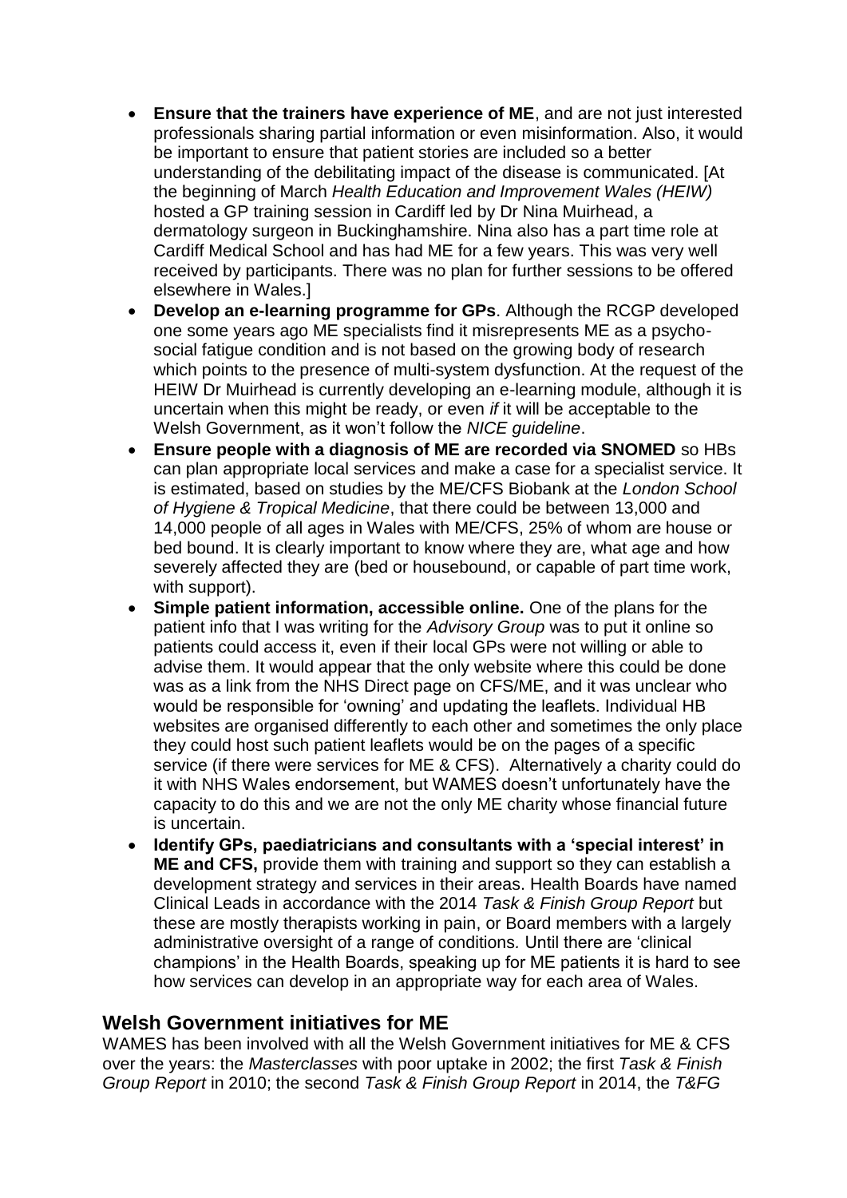- **Ensure that the trainers have experience of ME**, and are not just interested professionals sharing partial information or even misinformation. Also, it would be important to ensure that patient stories are included so a better understanding of the debilitating impact of the disease is communicated. [At the beginning of March *Health Education and Improvement Wales (HEIW)* hosted a GP training session in Cardiff led by Dr Nina Muirhead, a dermatology surgeon in Buckinghamshire. Nina also has a part time role at Cardiff Medical School and has had ME for a few years. This was very well received by participants. There was no plan for further sessions to be offered elsewhere in Wales.]
- **Develop an e-learning programme for GPs**. Although the RCGP developed one some years ago ME specialists find it misrepresents ME as a psycho-social fatigue condition and is not based on the growing body of research which points to the presence of multi-system dysfunction. At the request of the HEIW Dr Muirhead is currently developing an e-learning module, although it is uncertain when this might be ready, or even *if* it will be acceptable to the Welsh Government, as it won't follow the *NICE guideline*.
- **Ensure people with a diagnosis of ME are recorded via SNOMED** so HBs can plan appropriate local services and make a case for a specialist service. It is estimated, based on studies by the ME/CFS Biobank at the *London School of Hygiene & Tropical Medicine*, that there could be between 13,000 and 14,000 people of all ages in Wales with ME/CFS, 25% of whom are house or bed bound. It is clearly important to know where they are, what age and how severely affected they are (bed or housebound, or capable of part time work, with support).
- **Simple patient information, accessible online.** One of the plans for the patient info that I was writing for the *Advisory Group* was to put it online so patients could access it, even if their local GPs were not willing or able to advise them. It would appear that the only website where this could be done was as a link from the NHS Direct page on CFS/ME, and it was unclear who would be responsible for 'owning' and updating the leaflets. Individual HB websites are organised differently to each other and sometimes the only place they could host such patient leaflets would be on the pages of a specific service (if there were services for ME & CFS). Alternatively a charity could do it with NHS Wales endorsement, but WAMES doesn't unfortunately have the capacity to do this and we are not the only ME charity whose financial future is uncertain.
- **Identify GPs, paediatricians and consultants with a 'special interest' in ME and CFS,** provide them with training and support so they can establish a development strategy and services in their areas. Health Boards have named Clinical Leads in accordance with the 2014 *Task & Finish Group Report* but these are mostly therapists working in pain, or Board members with a largely administrative oversight of a range of conditions*.* Until there are 'clinical champions' in the Health Boards, speaking up for ME patients it is hard to see how services can develop in an appropriate way for each area of Wales.

## Welsh Government initiatives for ME

WAMES has been involved with all the Welsh Government initiatives for ME & CFS over the years: the *Masterclasses* with poor uptake in 2002; the first *Task & Finish Group Report* in 2010; the second *Task & Finish Group Report* in 2014, the *T&FG*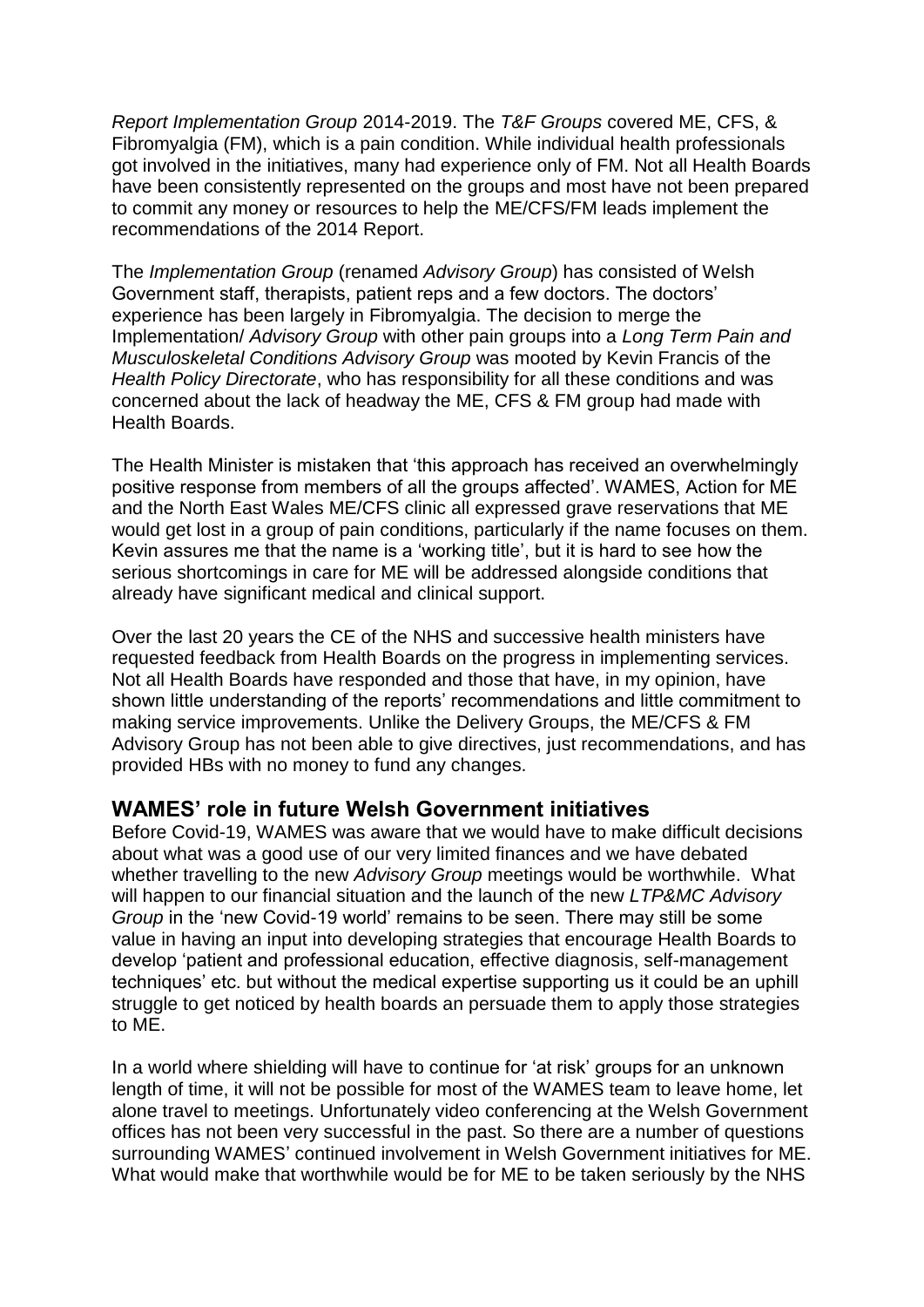*Report Implementation Group* 2014-2019. The *T&F Groups* covered ME, CFS, & Fibromyalgia (FM), which is a pain condition. While individual health professionals got involved in the initiatives, many had experience only of FM. Not all Health Boards have been consistently represented on the groups and most have not been prepared to commit any money or resources to help the ME/CFS/FM leads implement the recommendations of the 2014 Report.

The *Implementation Group* (renamed *Advisory Group*) has consisted of Welsh Government staff, therapists, patient reps and a few doctors. The doctors' experience has been largely in Fibromyalgia. The decision to merge the Implementation/ *Advisory Group* with other pain groups into a *Long Term Pain and Musculoskeletal Conditions Advisory Group* was mooted by Kevin Francis of the *Health Policy Directorate*, who has responsibility for all these conditions and was concerned about the lack of headway the ME, CFS & FM group had made with Health Boards.

The Health Minister is mistaken that 'this approach has received an overwhelmingly positive response from members of all the groups affected'. WAMES, Action for ME and the North East Wales ME/CFS clinic all expressed grave reservations that ME would get lost in a group of pain conditions, particularly if the name focuses on them. Kevin assures me that the name is a 'working title', but it is hard to see how the serious shortcomings in care for ME will be addressed alongside conditions that already have significant medical and clinical support.

Over the last 20 years the CE of the NHS and successive health ministers have requested feedback from Health Boards on the progress in implementing services. Not all Health Boards have responded and those that have, in my opinion, have shown little understanding of the reports' recommendations and little commitment to making service improvements. Unlike the Delivery Groups, the ME/CFS & FM Advisory Group has not been able to give directives, just recommendations, and has provided HBs with no money to fund any changes.

## WAMES' role in future Welsh Government initiatives

Before Covid-19, WAMES was aware that we would have to make difficult decisions about what was a good use of our very limited finances and we have debated whether travelling to the new *Advisory Group* meetings would be worthwhile. What will happen to our financial situation and the launch of the new *LTP&MC Advisory Group* in the 'new Covid-19 world' remains to be seen. There may still be some value in having an input into developing strategies that encourage Health Boards to develop 'patient and professional education, effective diagnosis, self-management techniques' etc. but without the medical expertise supporting us it could be an uphill struggle to get noticed by health boards an persuade them to apply those strategies to ME.

In a world where shielding will have to continue for 'at risk' groups for an unknown length of time, it will not be possible for most of the WAMES team to leave home, let alone travel to meetings. Unfortunately video conferencing at the Welsh Government offices has not been very successful in the past. So there are a number of questions surrounding WAMES' continued involvement in Welsh Government initiatives for ME. What would make that worthwhile would be for ME to be taken seriously by the NHS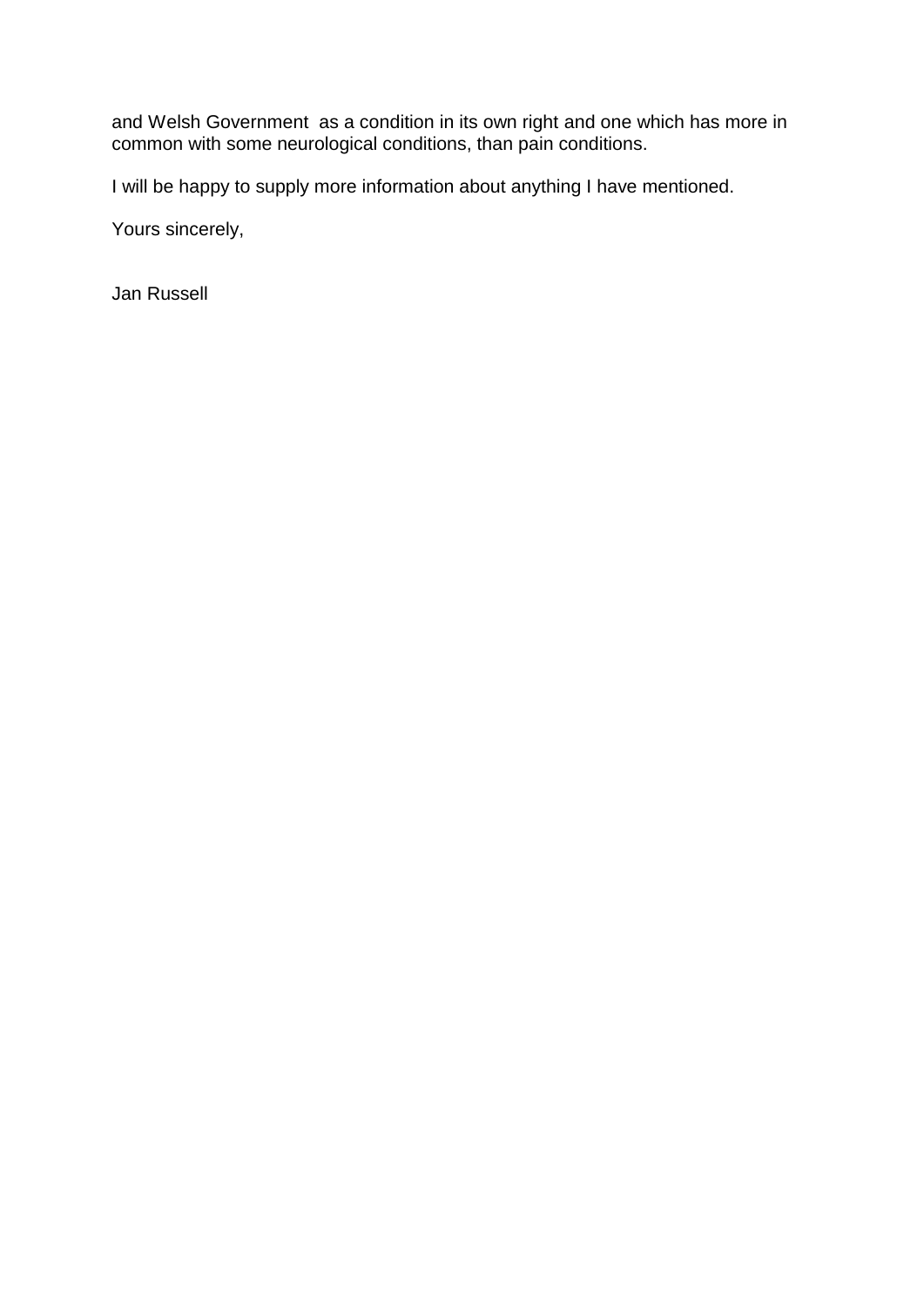and Welsh Government as a condition in its own right and one which has more in common with some neurological conditions, than pain conditions.

I will be happy to supply more information about anything I have mentioned.

Yours sincerely,

Jan Russell